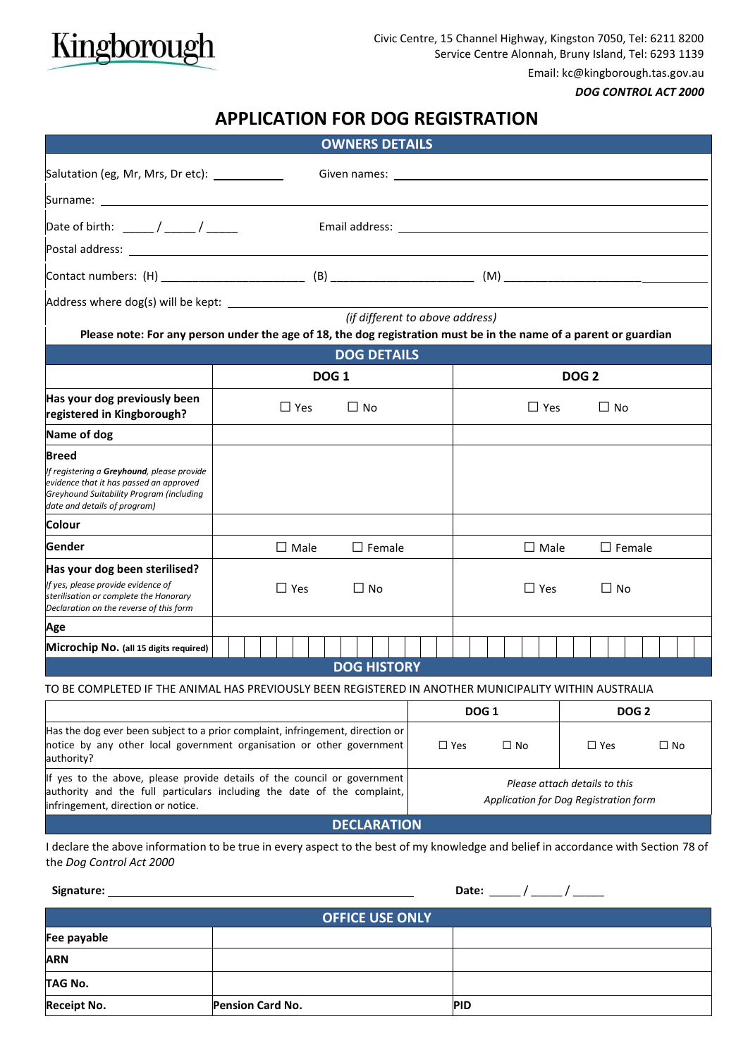Kingborough

Civic Centre, 15 Channel Highway, Kingston 7050, Tel: 6211 8200
Service Centre Alonnah, Bruny Island, Tel: 6293 1139

Email: kc@kingborough.tas.gov.au

***DOG CONTROL ACT 2000***

# APPLICATION FOR DOG REGISTRATION

## OWNERS DETAILS

Salutation (eg, Mr, Mrs, Dr etc): ___________ Given names: ________________________________

Surname: ________________________________________________________________

Date of birth: _____ / _____ / _____ Email address: ________________________________

Postal address: ________________________________________________________________

Contact numbers: (H) ______________________ (B) ______________________ (M) ______________________

Address where dog(s) will be kept: ________________________________________________
*(if different to above address)*

**Please note: For any person under the age of 18, the dog registration must be in the name of a parent or guardian**

## DOG DETAILS

| | DOG 1 | DOG 2 |
|---|---|---|
| **Has your dog previously been registered in Kingborough?** | ☐ Yes ☐ No | ☐ Yes ☐ No |
| **Name of dog** | | |
| **Breed**<br>*If registering a **Greyhound**, please provide evidence that it has passed an approved Greyhound Suitability Program (including date and details of program)* | | |
| **Colour** | | |
| **Gender** | ☐ Male ☐ Female | ☐ Male ☐ Female |
| **Has your dog been sterilised?**<br>*If yes, please provide evidence of sterilisation or complete the Honorary Declaration on the reverse of this form* | ☐ Yes ☐ No | ☐ Yes ☐ No |
| **Age** | | |
| **Microchip No.** (all 15 digits required) | | |

## DOG HISTORY

TO BE COMPLETED IF THE ANIMAL HAS PREVIOUSLY BEEN REGISTERED IN ANOTHER MUNICIPALITY WITHIN AUSTRALIA

| | DOG 1 | DOG 2 |
|---|---|---|
| Has the dog ever been subject to a prior complaint, infringement, direction or notice by any other local government organisation or other government authority? | ☐ Yes ☐ No | ☐ Yes ☐ No |
| If yes to the above, please provide details of the council or government authority and the full particulars including the date of the complaint, infringement, direction or notice. | *Please attach details to this Application for Dog Registration form* | |

## DECLARATION

I declare the above information to be true in every aspect to the best of my knowledge and belief in accordance with Section 78 of the *Dog Control Act 2000*

**Signature:** ________________________________________ **Date:** _____ / _____ / _____

## OFFICE USE ONLY

| | | |
|---|---|---|
| **Fee payable** | | |
| **ARN** | | |
| **TAG No.** | | |
| **Receipt No.** | **Pension Card No.** | **PID** |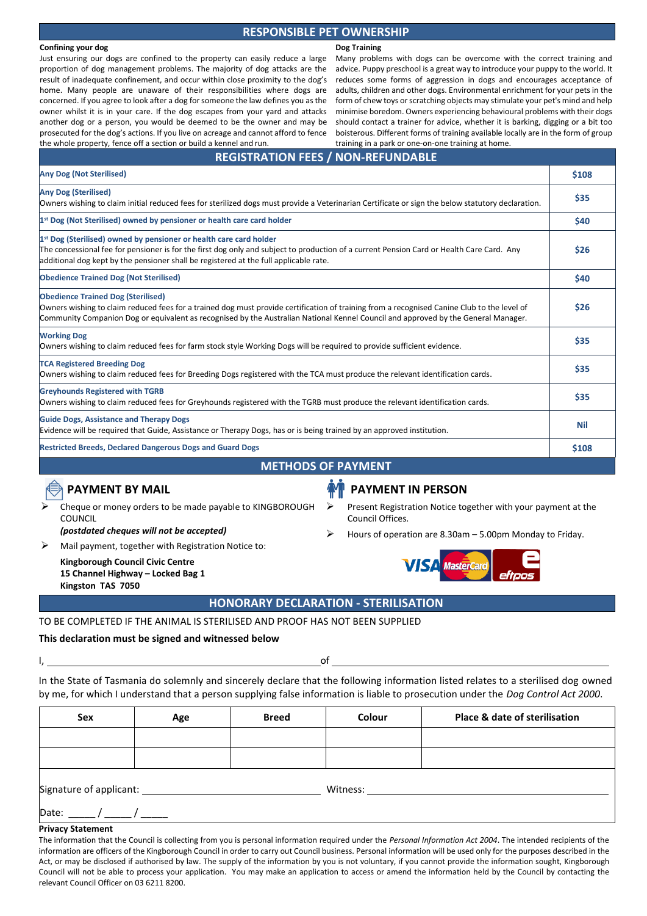## RESPONSIBLE PET OWNERSHIP

**Confining your dog**

Just ensuring our dogs are confined to the property can easily reduce a large proportion of dog management problems. The majority of dog attacks are the result of inadequate confinement, and occur within close proximity to the dog's home. Many people are unaware of their responsibilities where dogs are concerned. If you agree to look after a dog for someone the law defines you as the owner whilst it is in your care. If the dog escapes from your yard and attacks another dog or a person, you would be deemed to be the owner and may be prosecuted for the dog's actions. If you live on acreage and cannot afford to fence the whole property, fence off a section or build a kennel and run.

**Dog Training**

Many problems with dogs can be overcome with the correct training and advice. Puppy preschool is a great way to introduce your puppy to the world. It reduces some forms of aggression in dogs and encourages acceptance of adults, children and other dogs. Environmental enrichment for your pets in the form of chew toys or scratching objects may stimulate your pet's mind and help minimise boredom. Owners experiencing behavioural problems with their dogs should contact a trainer for advice, whether it is barking, digging or a bit too boisterous. Different forms of training available locally are in the form of group training in a park or one-on-one training at home.

## REGISTRATION FEES / NON-REFUNDABLE

| | |
|---|---|
| **Any Dog (Not Sterilised)** | **$108** |
| **Any Dog (Sterilised)**<br>Owners wishing to claim initial reduced fees for sterilized dogs must provide a Veterinarian Certificate or sign the below statutory declaration. | **$35** |
| **1st Dog (Not Sterilised) owned by pensioner or health care card holder** | **$40** |
| **1st Dog (Sterilised) owned by pensioner or health care card holder**<br>The concessional fee for pensioner is for the first dog only and subject to production of a current Pension Card or Health Care Card. Any additional dog kept by the pensioner shall be registered at the full applicable rate. | **$26** |
| **Obedience Trained Dog (Not Sterilised)** | **$40** |
| **Obedience Trained Dog (Sterilised)**<br>Owners wishing to claim reduced fees for a trained dog must provide certification of training from a recognised Canine Club to the level of Community Companion Dog or equivalent as recognised by the Australian National Kennel Council and approved by the General Manager. | **$26** |
| **Working Dog**<br>Owners wishing to claim reduced fees for farm stock style Working Dogs will be required to provide sufficient evidence. | **$35** |
| **TCA Registered Breeding Dog**<br>Owners wishing to claim reduced fees for Breeding Dogs registered with the TCA must produce the relevant identification cards. | **$35** |
| **Greyhounds Registered with TGRB**<br>Owners wishing to claim reduced fees for Greyhounds registered with the TGRB must produce the relevant identification cards. | **$35** |
| **Guide Dogs, Assistance and Therapy Dogs**<br>Evidence will be required that Guide, Assistance or Therapy Dogs, has or is being trained by an approved institution. | **Nil** |
| **Restricted Breeds, Declared Dangerous Dogs and Guard Dogs** | **$108** |

## METHODS OF PAYMENT

### PAYMENT BY MAIL

- Cheque or money orders to be made payable to KINGBOROUGH COUNCIL
  *(postdated cheques will not be accepted)*
- Mail payment, together with Registration Notice to:

  **Kingborough Council Civic Centre**
  **15 Channel Highway – Locked Bag 1**
  **Kingston TAS 7050**

### PAYMENT IN PERSON

- Present Registration Notice together with your payment at the Council Offices.
- Hours of operation are 8.30am – 5.00pm Monday to Friday.

VISA MasterCard eftpos

## HONORARY DECLARATION - STERILISATION

TO BE COMPLETED IF THE ANIMAL IS STERILISED AND PROOF HAS NOT BEEN SUPPLIED

**This declaration must be signed and witnessed below**

I, ______________________________ of ______________________________

In the State of Tasmania do solemnly and sincerely declare that the following information listed relates to a sterilised dog owned by me, for which I understand that a person supplying false information is liable to prosecution under the *Dog Control Act 2000*.

| Sex | Age | Breed | Colour | Place & date of sterilisation |
|---|---|---|---|---|
| | | | | |
| | | | | |

Signature of applicant: ______________________ Witness: ______________________

Date: _____ / _____ / _____

**Privacy Statement**

The information that the Council is collecting from you is personal information required under the *Personal Information Act 2004*. The intended recipients of the information are officers of the Kingborough Council in order to carry out Council business. Personal information will be used only for the purposes described in the Act, or may be disclosed if authorised by law. The supply of the information by you is not voluntary, if you cannot provide the information sought, Kingborough Council will not be able to process your application. You may make an application to access or amend the information held by the Council by contacting the relevant Council Officer on 03 6211 8200.